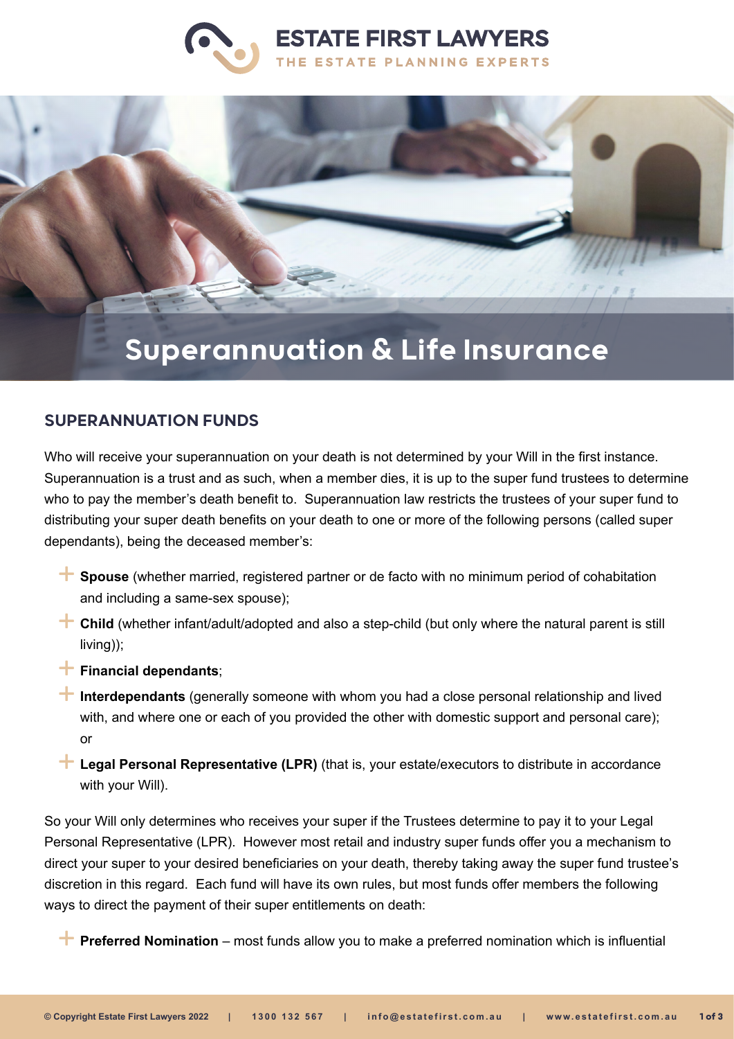# Superannuation & Life Insurance

## SUPERANNUATION FUNDS

Who will receive your superannuation on your death is not determined by your Will in the first instance. Superannuation is a trust and as such, when a member dies, it is up to the super fund trustees to determine who to pay the member's death benefit to. Superannuation law restricts the trustees of your super fund to distributing your super death benefits on your death to one or more of the following persons (called super dependants), being the deceased member's:

- **Spouse** (whether married, registered partner or de facto with no minimum period of cohabitation and including a same-sex spouse);
- **Child** (whether infant/adult/adopted and also a step-child (but only where the natural parent is still living));
- **Financial dependants**;
- **Interdependants** (generally someone with whom you had a close personal relationship and lived with, and where one or each of you provided the other with domestic support and personal care); or
- **Legal Personal Representative (LPR)** (that is, your estate/executors to distribute in accordance with your Will).

So your Will only determines who receives your super if the Trustees determine to pay it to your Legal Personal Representative (LPR). However most retail and industry super funds offer you a mechanism to direct your super to your desired beneficiaries on your death, thereby taking away the super fund trustee's discretion in this regard. Each fund will have its own rules, but most funds offer members the following ways to direct the payment of their super entitlements on death:

- **Preferred Nomination** – most funds allow you to make a preferred nomination which is influential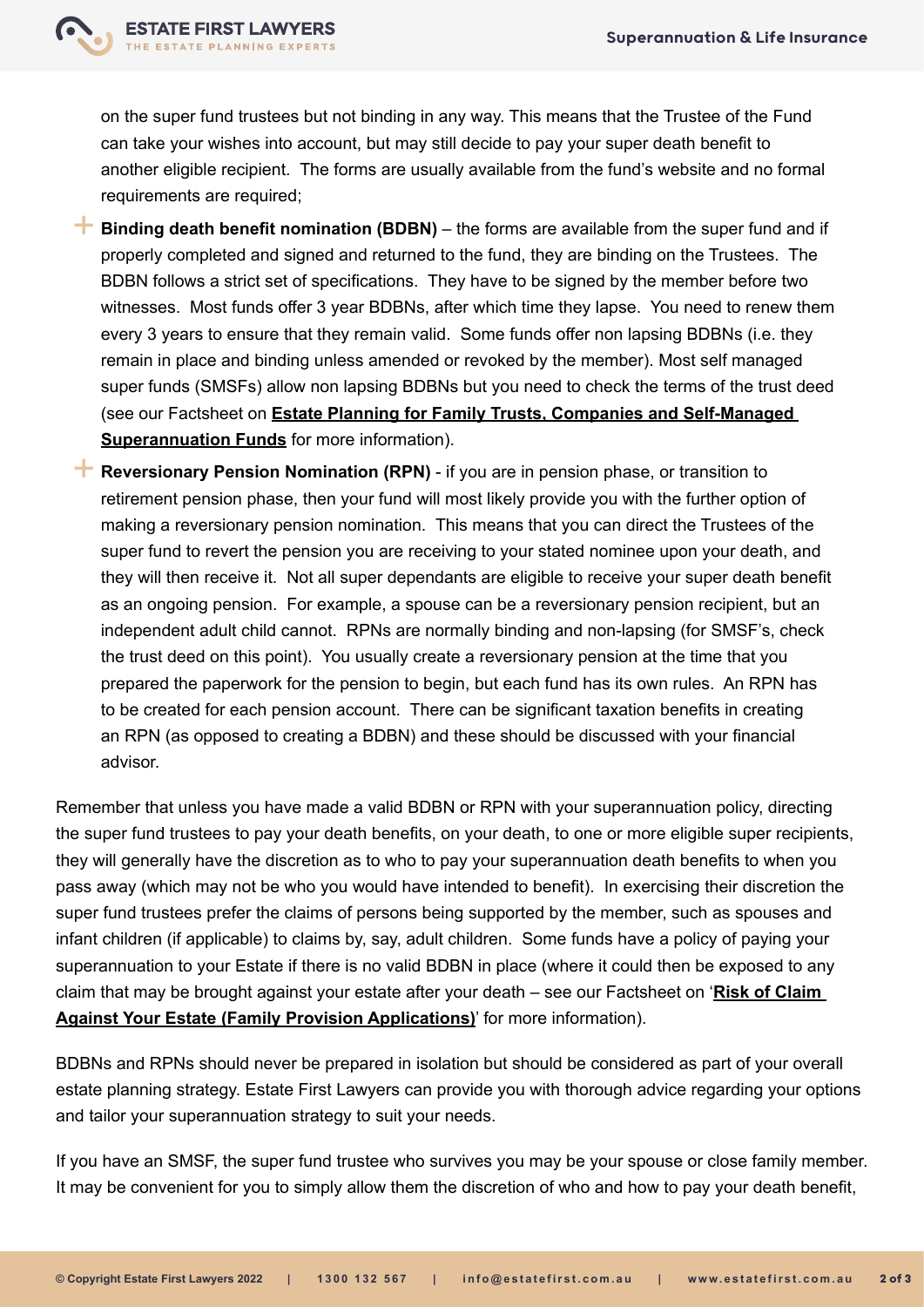on the super fund trustees but not binding in any way. This means that the Trustee of the Fund can take your wishes into account, but may still decide to pay your super death benefit to another eligible recipient. The forms are usually available from the fund's website and no formal requirements are required;

- **Binding death benefit nomination (BDBN)** – the forms are available from the super fund and if properly completed and signed and returned to the fund, they are binding on the Trustees. The BDBN follows a strict set of specifications. They have to be signed by the member before two witnesses. Most funds offer 3 year BDBNs, after which time they lapse. You need to renew them every 3 years to ensure that they remain valid. Some funds offer non lapsing BDBNs (i.e. they remain in place and binding unless amended or revoked by the member). Most self managed super funds (SMSFs) allow non lapsing BDBNs but you need to check the terms of the trust deed (see our Factsheet on **Estate Planning for Family Trusts, Companies and Self-Managed Superannuation Funds** for more information).
- **Reversionary Pension Nomination (RPN)** - if you are in pension phase, or transition to retirement pension phase, then your fund will most likely provide you with the further option of making a reversionary pension nomination. This means that you can direct the Trustees of the super fund to revert the pension you are receiving to your stated nominee upon your death, and they will then receive it. Not all super dependants are eligible to receive your super death benefit as an ongoing pension. For example, a spouse can be a reversionary pension recipient, but an independent adult child cannot. RPNs are normally binding and non-lapsing (for SMSF's, check the trust deed on this point). You usually create a reversionary pension at the time that you prepared the paperwork for the pension to begin, but each fund has its own rules. An RPN has to be created for each pension account. There can be significant taxation benefits in creating an RPN (as opposed to creating a BDBN) and these should be discussed with your financial advisor.

Remember that unless you have made a valid BDBN or RPN with your superannuation policy, directing the super fund trustees to pay your death benefits, on your death, to one or more eligible super recipients, they will generally have the discretion as to who to pay your superannuation death benefits to when you pass away (which may not be who you would have intended to benefit). In exercising their discretion the super fund trustees prefer the claims of persons being supported by the member, such as spouses and infant children (if applicable) to claims by, say, adult children. Some funds have a policy of paying your superannuation to your Estate if there is no valid BDBN in place (where it could then be exposed to any claim that may be brought against your estate after your death – see our Factsheet on '**Risk of Claim Against Your Estate (Family Provision Applications)**' for more information).

BDBNs and RPNs should never be prepared in isolation but should be considered as part of your overall estate planning strategy. Estate First Lawyers can provide you with thorough advice regarding your options and tailor your superannuation strategy to suit your needs.

If you have an SMSF, the super fund trustee who survives you may be your spouse or close family member. It may be convenient for you to simply allow them the discretion of who and how to pay your death benefit,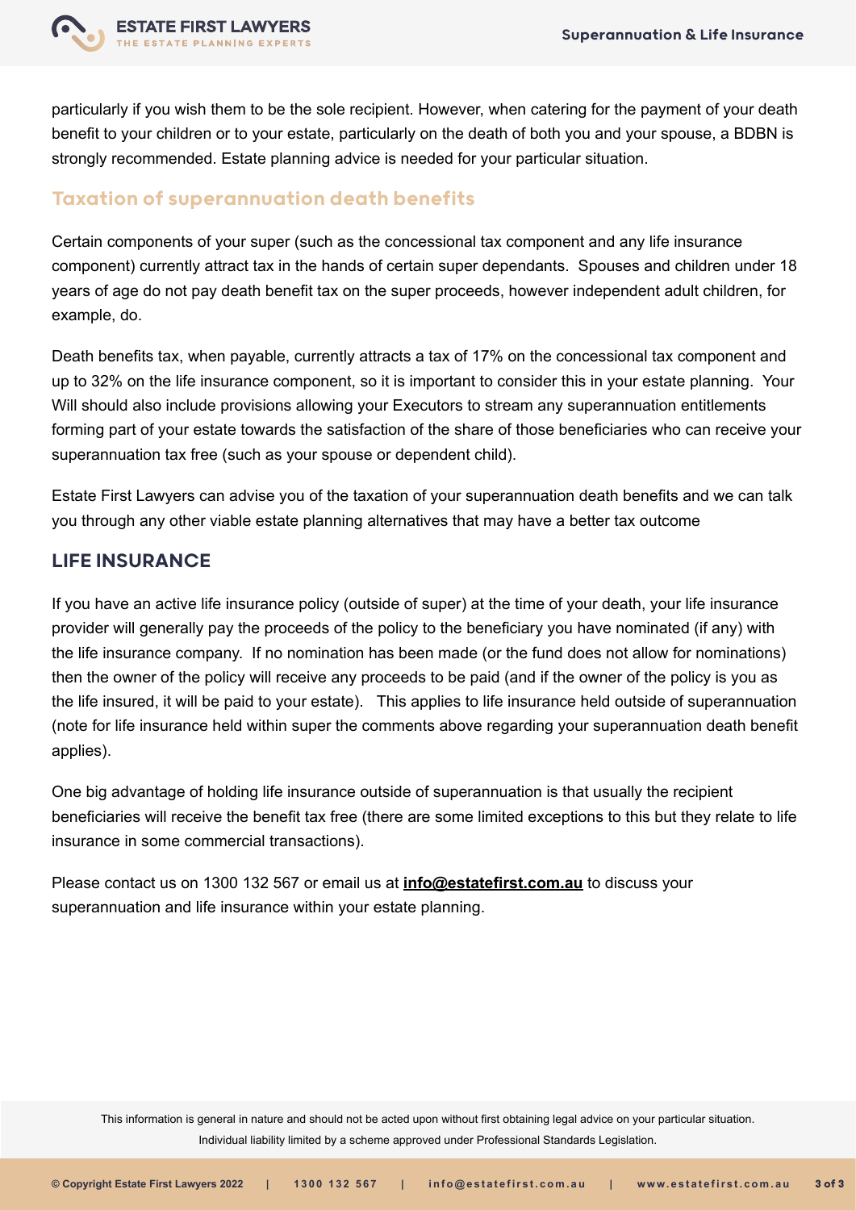particularly if you wish them to be the sole recipient. However, when catering for the payment of your death benefit to your children or to your estate, particularly on the death of both you and your spouse, a BDBN is strongly recommended. Estate planning advice is needed for your particular situation.

### Taxation of superannuation death benefits

Certain components of your super (such as the concessional tax component and any life insurance component) currently attract tax in the hands of certain super dependants. Spouses and children under 18 years of age do not pay death benefit tax on the super proceeds, however independent adult children, for example, do.

Death benefits tax, when payable, currently attracts a tax of 17% on the concessional tax component and up to 32% on the life insurance component, so it is important to consider this in your estate planning. Your Will should also include provisions allowing your Executors to stream any superannuation entitlements forming part of your estate towards the satisfaction of the share of those beneficiaries who can receive your superannuation tax free (such as your spouse or dependent child).

Estate First Lawyers can advise you of the taxation of your superannuation death benefits and we can talk you through any other viable estate planning alternatives that may have a better tax outcome

## LIFE INSURANCE

If you have an active life insurance policy (outside of super) at the time of your death, your life insurance provider will generally pay the proceeds of the policy to the beneficiary you have nominated (if any) with the life insurance company. If no nomination has been made (or the fund does not allow for nominations) then the owner of the policy will receive any proceeds to be paid (and if the owner of the policy is you as the life insured, it will be paid to your estate). This applies to life insurance held outside of superannuation (note for life insurance held within super the comments above regarding your superannuation death benefit applies).

One big advantage of holding life insurance outside of superannuation is that usually the recipient beneficiaries will receive the benefit tax free (there are some limited exceptions to this but they relate to life insurance in some commercial transactions).

Please contact us on 1300 132 567 or email us at **info@estatefirst.com.au** to discuss your superannuation and life insurance within your estate planning.

This information is general in nature and should not be acted upon without first obtaining legal advice on your particular situation.
Individual liability limited by a scheme approved under Professional Standards Legislation.